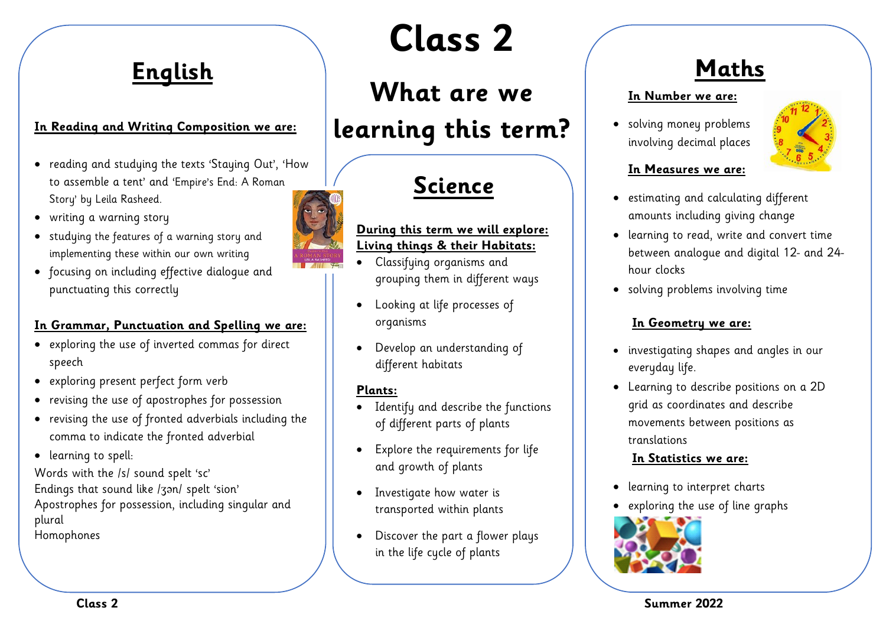# Class 2

## What are we learning this term?

## English

**In Reading and Writing Composition we are:**

- reading and studying the texts 'Staying Out', 'How to assemble a tent' and 'Empire's End: A Roman Story' by Leila Rasheed.
- writing a warning story
- studying the features of a warning story and implementing these within our own writing
- focusing on including effective dialogue and punctuating this correctly

**In Grammar, Punctuation and Spelling we are:**

- exploring the use of inverted commas for direct speech
- exploring present perfect form verb
- revising the use of apostrophes for possession
- revising the use of fronted adverbials including the comma to indicate the fronted adverbial
- learning to spell:

Words with the /s/ sound spelt 'sc'
Endings that sound like /ʒən/ spelt 'sion'
Apostrophes for possession, including singular and plural
Homophones

## Science

**During this term we will explore:**
**Living things & their Habitats:**

- Classifying organisms and grouping them in different ways
- Looking at life processes of organisms
- Develop an understanding of different habitats

**Plants:**

- Identify and describe the functions of different parts of plants
- Explore the requirements for life and growth of plants
- Investigate how water is transported within plants
- Discover the part a flower plays in the life cycle of plants

## Maths

**In Number we are:**

- solving money problems involving decimal places

**In Measures we are:**

- estimating and calculating different amounts including giving change
- learning to read, write and convert time between analogue and digital 12- and 24-hour clocks
- solving problems involving time

**In Geometry we are:**

- investigating shapes and angles in our everyday life.
- Learning to describe positions on a 2D grid as coordinates and describe movements between positions as translations

**In Statistics we are:**

- learning to interpret charts
- exploring the use of line graphs

**Class 2** **Summer 2022**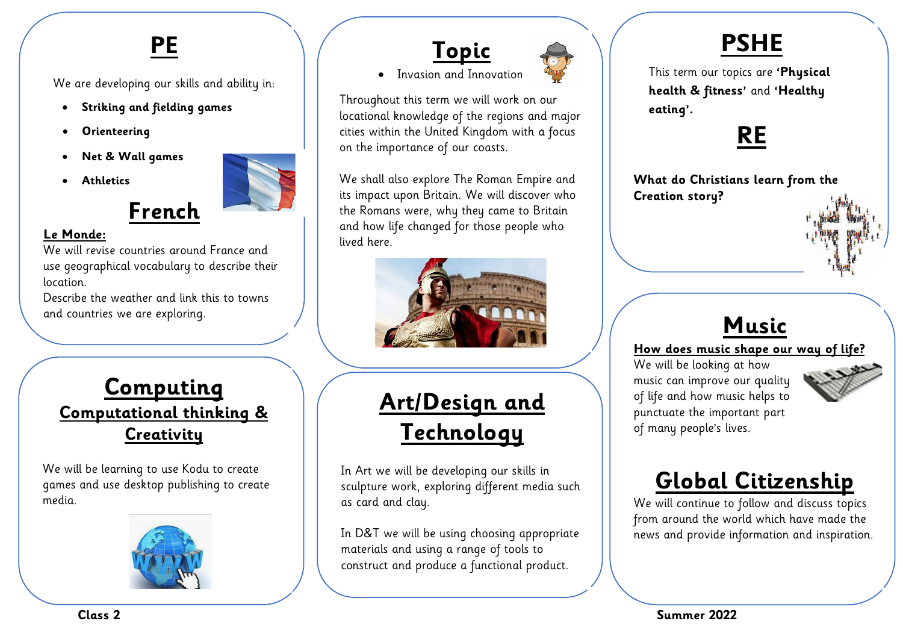## PE

We are developing our skills and ability in:

- **Striking and fielding games**
- **Orienteering**
- **Net & Wall games**
- **Athletics**

## French

**Le Monde:**

We will revise countries around France and use geographical vocabulary to describe their location.

Describe the weather and link this to towns and countries we are exploring.

## Computing

### Computational thinking & Creativity

We will be learning to use Kodu to create games and use desktop publishing to create media.

## Topic

- Invasion and Innovation

Throughout this term we will work on our locational knowledge of the regions and major cities within the United Kingdom with a focus on the importance of our coasts.

We shall also explore The Roman Empire and its impact upon Britain. We will discover who the Romans were, why they came to Britain and how life changed for those people who lived here.

## Art/Design and Technology

In Art we will be developing our skills in sculpture work, exploring different media such as card and clay.

In D&T we will be using choosing appropriate materials and using a range of tools to construct and produce a functional product.

## PSHE

This term our topics are **'Physical health & fitness'** and **'Healthy eating'.**

## RE

**What do Christians learn from the Creation story?**

## Music

**How does music shape our way of life?**

We will be looking at how music can improve our quality of life and how music helps to punctuate the important part of many people's lives.

## Global Citizenship

We will continue to follow and discuss topics from around the world which have made the news and provide information and inspiration.

**Class 2** **Summer 2022**